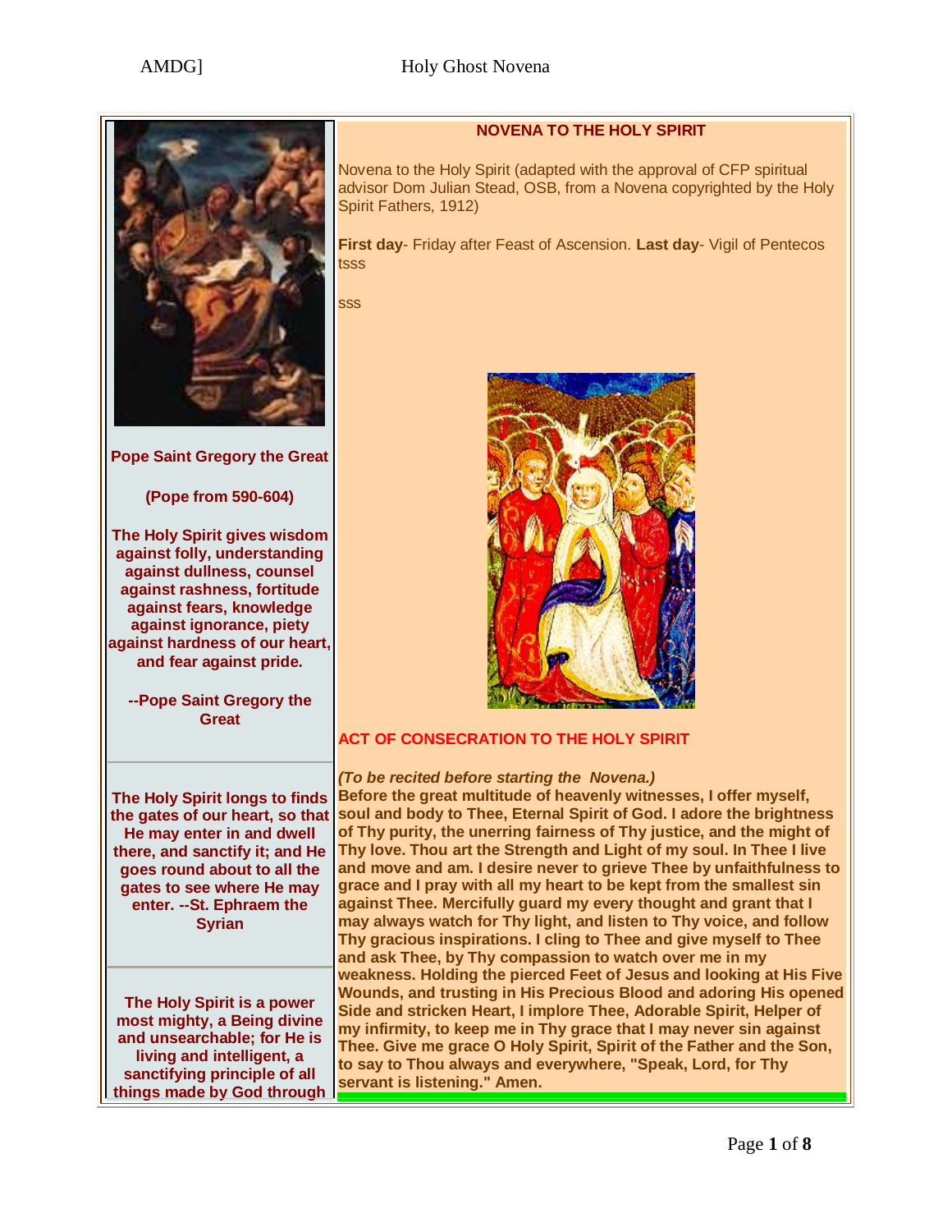## NOVENA TO THE HOLY SPIRIT

Novena to the Holy Spirit (adapted with the approval of CFP spiritual advisor Dom Julian Stead, OSB, from a Novena copyrighted by the Holy Spirit Fathers, 1912)

**First day**- Friday after Feast of Ascension. **Last day**- Vigil of Pentecos tsss

sss

### ACT OF CONSECRATION TO THE HOLY SPIRIT

*(To be recited before starting the Novena.)*

**Before the great multitude of heavenly witnesses, I offer myself, soul and body to Thee, Eternal Spirit of God. I adore the brightness of Thy purity, the unerring fairness of Thy justice, and the might of Thy love. Thou art the Strength and Light of my soul. In Thee I live and move and am. I desire never to grieve Thee by unfaithfulness to grace and I pray with all my heart to be kept from the smallest sin against Thee. Mercifully guard my every thought and grant that I may always watch for Thy light, and listen to Thy voice, and follow Thy gracious inspirations. I cling to Thee and give myself to Thee and ask Thee, by Thy compassion to watch over me in my weakness. Holding the pierced Feet of Jesus and looking at His Five Wounds, and trusting in His Precious Blood and adoring His opened Side and stricken Heart, I implore Thee, Adorable Spirit, Helper of my infirmity, to keep me in Thy grace that I may never sin against Thee. Give me grace O Holy Spirit, Spirit of the Father and the Son, to say to Thou always and everywhere, "Speak, Lord, for Thy servant is listening." Amen.**

---

**Pope Saint Gregory the Great**

**(Pope from 590-604)**

**The Holy Spirit gives wisdom against folly, understanding against dullness, counsel against rashness, fortitude against fears, knowledge against ignorance, piety against hardness of our heart, and fear against pride.**

**--Pope Saint Gregory the Great**

---

**The Holy Spirit longs to finds the gates of our heart, so that He may enter in and dwell there, and sanctify it; and He goes round about to all the gates to see where He may enter. --St. Ephraem the Syrian**

---

**The Holy Spirit is a power most mighty, a Being divine and unsearchable; for He is living and intelligent, a sanctifying principle of all things made by God through**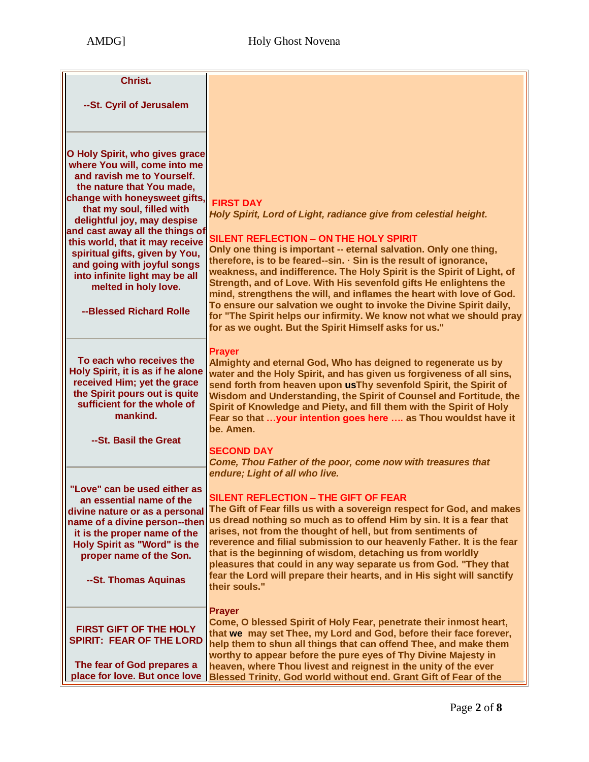**Christ.**

**--St. Cyril of Jerusalem**

---

**O Holy Spirit, who gives grace where You will, come into me and ravish me to Yourself. the nature that You made, change with honeysweet gifts, that my soul, filled with delightful joy, may despise and cast away all the things of this world, that it may receive spiritual gifts, given by You, and going with joyful songs into infinite light may be all melted in holy love.**

**--Blessed Richard Rolle**

---

**To each who receives the Holy Spirit, it is as if he alone received Him; yet the grace the Spirit pours out is quite sufficient for the whole of mankind.**

**--St. Basil the Great**

---

**"Love" can be used either as an essential name of the divine nature or as a personal name of a divine person--then it is the proper name of the Holy Spirit as "Word" is the proper name of the Son.**

**--St. Thomas Aquinas**

---

**FIRST GIFT OF THE HOLY SPIRIT: FEAR OF THE LORD**

**The fear of God prepares a place for love. But once love**

---

## FIRST DAY

***Holy Spirit, Lord of Light, radiance give from celestial height.***

### SILENT REFLECTION – ON THE HOLY SPIRIT

**Only one thing is important -- eternal salvation. Only one thing, therefore, is to be feared--sin. · Sin is the result of ignorance, weakness, and indifference. The Holy Spirit is the Spirit of Light, of Strength, and of Love. With His sevenfold gifts He enlightens the mind, strengthens the will, and inflames the heart with love of God. To ensure our salvation we ought to invoke the Divine Spirit daily, for "The Spirit helps our infirmity. We know not what we should pray for as we ought. But the Spirit Himself asks for us."**

### Prayer

**Almighty and eternal God, Who has deigned to regenerate us by water and the Holy Spirit, and has given us forgiveness of all sins, send forth from heaven upon usThy sevenfold Spirit, the Spirit of Wisdom and Understanding, the Spirit of Counsel and Fortitude, the Spirit of Knowledge and Piety, and fill them with the Spirit of Holy Fear so that …your intention goes here …. as Thou wouldst have it be. Amen.**

## SECOND DAY

***Come, Thou Father of the poor, come now with treasures that endure; Light of all who live.***

### SILENT REFLECTION – THE GIFT OF FEAR

**The Gift of Fear fills us with a sovereign respect for God, and makes us dread nothing so much as to offend Him by sin. It is a fear that arises, not from the thought of hell, but from sentiments of reverence and filial submission to our heavenly Father. It is the fear that is the beginning of wisdom, detaching us from worldly pleasures that could in any way separate us from God. "They that fear the Lord will prepare their hearts, and in His sight will sanctify their souls."**

### Prayer

**Come, O blessed Spirit of Holy Fear, penetrate their inmost heart, that we may set Thee, my Lord and God, before their face forever, help them to shun all things that can offend Thee, and make them worthy to appear before the pure eyes of Thy Divine Majesty in heaven, where Thou livest and reignest in the unity of the ever Blessed Trinity, God world without end. Grant Gift of Fear of the**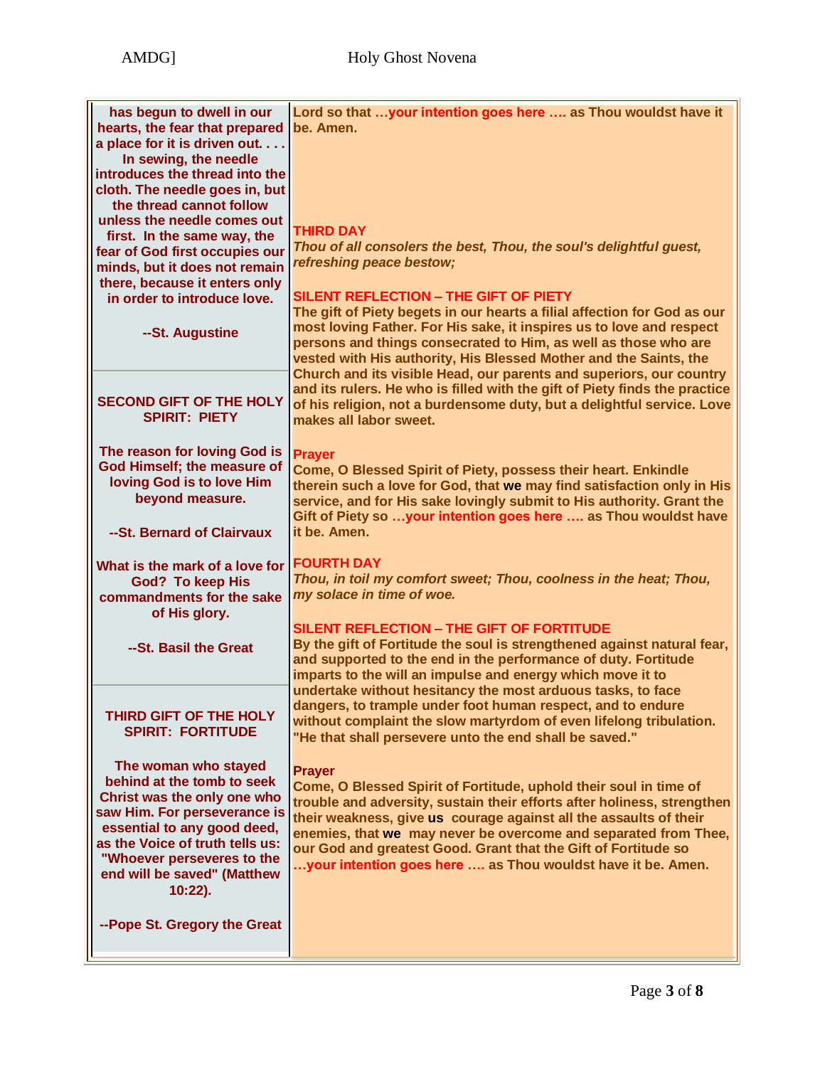has begun to dwell in our hearts, the fear that prepared a place for it is driven out. . . . In sewing, the needle introduces the thread into the cloth. The needle goes in, but the thread cannot follow unless the needle comes out first. In the same way, the fear of God first occupies our minds, but it does not remain there, because it enters only in order to introduce love.

--St. Augustine

**SECOND GIFT OF THE HOLY SPIRIT: PIETY**

**The reason for loving God is God Himself; the measure of loving God is to love Him beyond measure.**

**--St. Bernard of Clairvaux**

**What is the mark of a love for God? To keep His commandments for the sake of His glory.**

**--St. Basil the Great**

**THIRD GIFT OF THE HOLY SPIRIT: FORTITUDE**

**The woman who stayed behind at the tomb to seek Christ was the only one who saw Him. For perseverance is essential to any good deed, as the Voice of truth tells us: "Whoever perseveres to the end will be saved" (Matthew 10:22).**

**--Pope St. Gregory the Great**

Lord so that **…your intention goes here ….** as Thou wouldst have it be. Amen.

## THIRD DAY

***Thou of all consolers the best, Thou, the soul's delightful guest, refreshing peace bestow;***

### SILENT REFLECTION – THE GIFT OF PIETY

**The gift of Piety begets in our hearts a filial affection for God as our most loving Father. For His sake, it inspires us to love and respect persons and things consecrated to Him, as well as those who are vested with His authority, His Blessed Mother and the Saints, the Church and its visible Head, our parents and superiors, our country and its rulers. He who is filled with the gift of Piety finds the practice of his religion, not a burdensome duty, but a delightful service. Love makes all labor sweet.**

### Prayer

**Come, O Blessed Spirit of Piety, possess their heart. Enkindle therein such a love for God, that we may find satisfaction only in His service, and for His sake lovingly submit to His authority. Grant the Gift of Piety so …your intention goes here …. as Thou wouldst have it be. Amen.**

## FOURTH DAY

***Thou, in toil my comfort sweet; Thou, coolness in the heat; Thou, my solace in time of woe.***

### SILENT REFLECTION – THE GIFT OF FORTITUDE

**By the gift of Fortitude the soul is strengthened against natural fear, and supported to the end in the performance of duty. Fortitude imparts to the will an impulse and energy which move it to undertake without hesitancy the most arduous tasks, to face dangers, to trample under foot human respect, and to endure without complaint the slow martyrdom of even lifelong tribulation. "He that shall persevere unto the end shall be saved."**

### Prayer

**Come, O Blessed Spirit of Fortitude, uphold their soul in time of trouble and adversity, sustain their efforts after holiness, strengthen their weakness, give us courage against all the assaults of their enemies, that we may never be overcome and separated from Thee, our God and greatest Good. Grant that the Gift of Fortitude so …your intention goes here …. as Thou wouldst have it be. Amen.**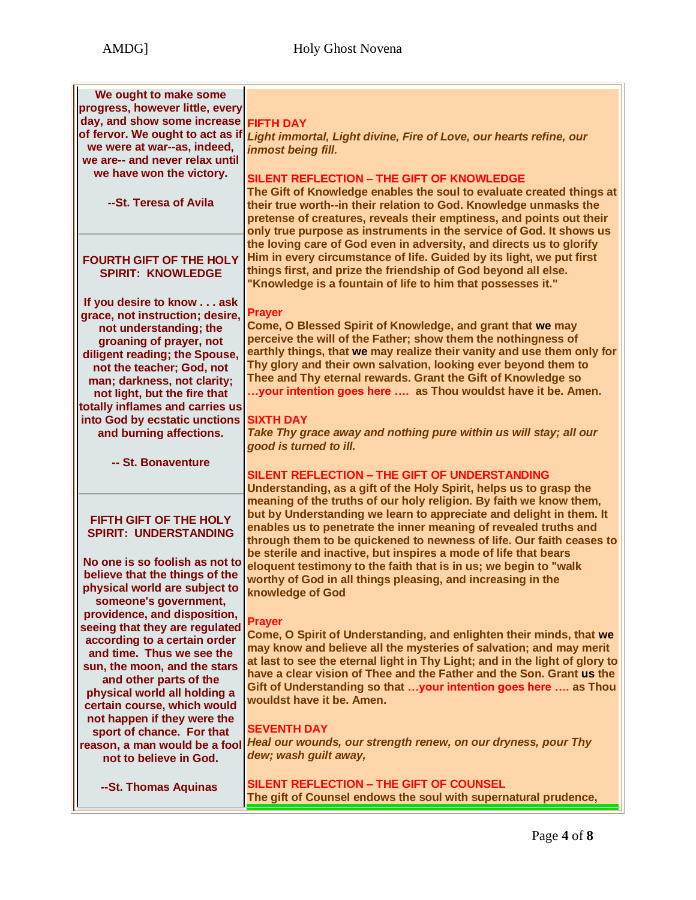We ought to make some progress, however little, every day, and show some increase of fervor. We ought to act as if we were at war--as, indeed, we are-- and never relax until we have won the victory.

--St. Teresa of Avila

**FOURTH GIFT OF THE HOLY SPIRIT: KNOWLEDGE**

If you desire to know . . . ask grace, not instruction; desire, not understanding; the groaning of prayer, not diligent reading; the Spouse, not the teacher; God, not man; darkness, not clarity; not light, but the fire that totally inflames and carries us into God by ecstatic unctions and burning affections.

-- St. Bonaventure

**FIFTH GIFT OF THE HOLY SPIRIT: UNDERSTANDING**

No one is so foolish as not to believe that the things of the physical world are subject to someone's government, providence, and disposition, seeing that they are regulated according to a certain order and time. Thus we see the sun, the moon, and the stars and other parts of the physical world all holding a certain course, which would not happen if they were the sport of chance. For that reason, a man would be a fool not to believe in God.

--St. Thomas Aquinas

## FIFTH DAY

*Light immortal, Light divine, Fire of Love, our hearts refine, our inmost being fill.*

### SILENT REFLECTION – THE GIFT OF KNOWLEDGE

The Gift of Knowledge enables the soul to evaluate created things at their true worth--in their relation to God. Knowledge unmasks the pretense of creatures, reveals their emptiness, and points out their only true purpose as instruments in the service of God. It shows us the loving care of God even in adversity, and directs us to glorify Him in every circumstance of life. Guided by its light, we put first things first, and prize the friendship of God beyond all else. "Knowledge is a fountain of life to him that possesses it."

### Prayer

Come, O Blessed Spirit of Knowledge, and grant that **we** may perceive the will of the Father; show them the nothingness of earthly things, that **we** may realize their vanity and use them only for Thy glory and their own salvation, looking ever beyond them to Thee and Thy eternal rewards. Grant the Gift of Knowledge so …your intention goes here …. as Thou wouldst have it be. Amen.

## SIXTH DAY

*Take Thy grace away and nothing pure within us will stay; all our good is turned to ill.*

### SILENT REFLECTION – THE GIFT OF UNDERSTANDING

Understanding, as a gift of the Holy Spirit, helps us to grasp the meaning of the truths of our holy religion. By faith we know them, but by Understanding we learn to appreciate and delight in them. It enables us to penetrate the inner meaning of revealed truths and through them to be quickened to newness of life. Our faith ceases to be sterile and inactive, but inspires a mode of life that bears eloquent testimony to the faith that is in us; we begin to "walk worthy of God in all things pleasing, and increasing in the knowledge of God

### Prayer

Come, O Spirit of Understanding, and enlighten their minds, that **we** may know and believe all the mysteries of salvation; and may merit at last to see the eternal light in Thy Light; and in the light of glory to have a clear vision of Thee and the Father and the Son. Grant **us** the Gift of Understanding so that …your intention goes here …. as Thou wouldst have it be. Amen.

## SEVENTH DAY

*Heal our wounds, our strength renew, on our dryness, pour Thy dew; wash guilt away,*

### SILENT REFLECTION – THE GIFT OF COUNSEL

The gift of Counsel endows the soul with supernatural prudence,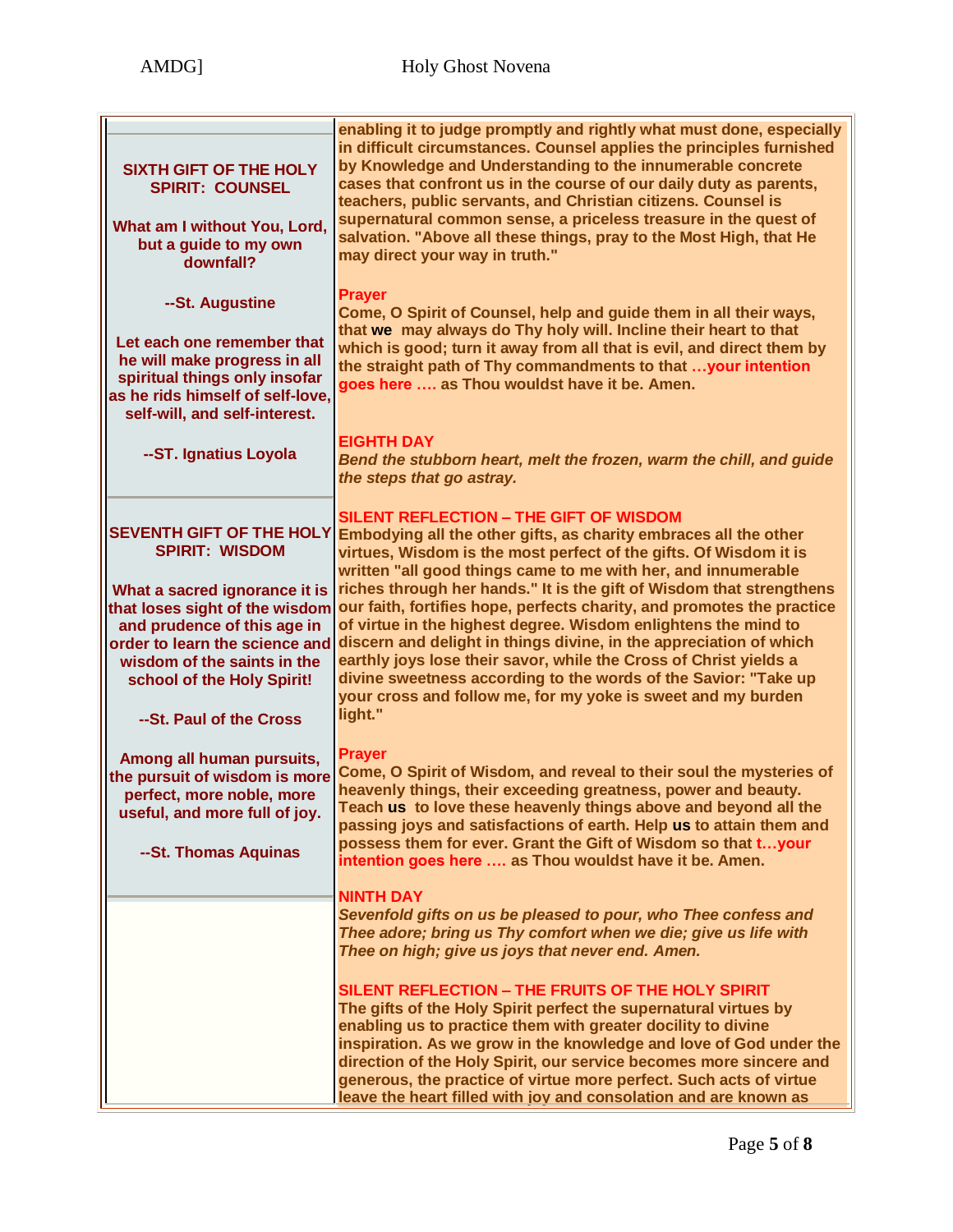**SIXTH GIFT OF THE HOLY SPIRIT: COUNSEL**

**What am I without You, Lord, but a guide to my own downfall?**

**--St. Augustine**

**Let each one remember that he will make progress in all spiritual things only insofar as he rids himself of self-love, self-will, and self-interest.**

**--ST. Ignatius Loyola**

**SEVENTH GIFT OF THE HOLY SPIRIT: WISDOM**

**What a sacred ignorance it is that loses sight of the wisdom and prudence of this age in order to learn the science and wisdom of the saints in the school of the Holy Spirit!**

**--St. Paul of the Cross**

**Among all human pursuits, the pursuit of wisdom is more perfect, more noble, more useful, and more full of joy.**

**--St. Thomas Aquinas**

**enabling it to judge promptly and rightly what must done, especially in difficult circumstances. Counsel applies the principles furnished by Knowledge and Understanding to the innumerable concrete cases that confront us in the course of our daily duty as parents, teachers, public servants, and Christian citizens. Counsel is supernatural common sense, a priceless treasure in the quest of salvation. "Above all these things, pray to the Most High, that He may direct your way in truth."**

**Prayer**

**Come, O Spirit of Counsel, help and guide them in all their ways, that we may always do Thy holy will. Incline their heart to that which is good; turn it away from all that is evil, and direct them by the straight path of Thy commandments to that …your intention goes here …. as Thou wouldst have it be. Amen.**

## EIGHTH DAY

***Bend the stubborn heart, melt the frozen, warm the chill, and guide the steps that go astray.***

### SILENT REFLECTION – THE GIFT OF WISDOM

**Embodying all the other gifts, as charity embraces all the other virtues, Wisdom is the most perfect of the gifts. Of Wisdom it is written "all good things came to me with her, and innumerable riches through her hands." It is the gift of Wisdom that strengthens our faith, fortifies hope, perfects charity, and promotes the practice of virtue in the highest degree. Wisdom enlightens the mind to discern and delight in things divine, in the appreciation of which earthly joys lose their savor, while the Cross of Christ yields a divine sweetness according to the words of the Savior: "Take up your cross and follow me, for my yoke is sweet and my burden light."**

**Prayer**

**Come, O Spirit of Wisdom, and reveal to their soul the mysteries of heavenly things, their exceeding greatness, power and beauty. Teach us to love these heavenly things above and beyond all the passing joys and satisfactions of earth. Help us to attain them and possess them for ever. Grant the Gift of Wisdom so that t…your intention goes here …. as Thou wouldst have it be. Amen.**

## NINTH DAY

***Sevenfold gifts on us be pleased to pour, who Thee confess and Thee adore; bring us Thy comfort when we die; give us life with Thee on high; give us joys that never end. Amen.***

### SILENT REFLECTION – THE FRUITS OF THE HOLY SPIRIT

**The gifts of the Holy Spirit perfect the supernatural virtues by enabling us to practice them with greater docility to divine inspiration. As we grow in the knowledge and love of God under the direction of the Holy Spirit, our service becomes more sincere and generous, the practice of virtue more perfect. Such acts of virtue leave the heart filled with joy and consolation and are known as**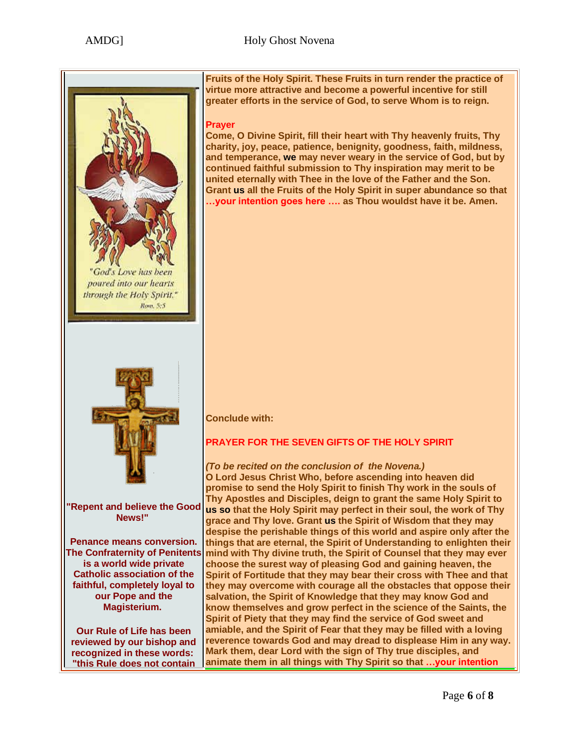Fruits of the Holy Spirit. These Fruits in turn render the practice of virtue more attractive and become a powerful incentive for still greater efforts in the service of God, to serve Whom is to reign.

**Prayer**

Come, O Divine Spirit, fill their heart with Thy heavenly fruits, Thy charity, joy, peace, patience, benignity, goodness, faith, mildness, and temperance, **we** may never weary in the service of God, but by continued faithful submission to Thy inspiration may merit to be united eternally with Thee in the love of the Father and the Son. Grant **us** all the Fruits of the Holy Spirit in super abundance so that …your intention goes here …. as Thou wouldst have it be. Amen.

Conclude with:

## PRAYER FOR THE SEVEN GIFTS OF THE HOLY SPIRIT

*(To be recited on the conclusion of the Novena.)*

O Lord Jesus Christ Who, before ascending into heaven did promise to send the Holy Spirit to finish Thy work in the souls of Thy Apostles and Disciples, deign to grant the same Holy Spirit to **us so** that the Holy Spirit may perfect in their soul, the work of Thy grace and Thy love. Grant **us** the Spirit of Wisdom that they may despise the perishable things of this world and aspire only after the things that are eternal, the Spirit of Understanding to enlighten their mind with Thy divine truth, the Spirit of Counsel that they may ever choose the surest way of pleasing God and gaining heaven, the Spirit of Fortitude that they may bear their cross with Thee and that they may overcome with courage all the obstacles that oppose their salvation, the Spirit of Knowledge that they may know God and know themselves and grow perfect in the science of the Saints, the Spirit of Piety that they may find the service of God sweet and amiable, and the Spirit of Fear that they may be filled with a loving reverence towards God and may dread to displease Him in any way. Mark them, dear Lord with the sign of Thy true disciples, and animate them in all things with Thy Spirit so that …your intention

---

"God's Love has been poured into our hearts through the Holy Spirit." Rom. 5:5

**"Repent and believe the Good News!"**

**Penance means conversion. The Confraternity of Penitents is a world wide private Catholic association of the faithful, completely loyal to our Pope and the Magisterium.**

**Our Rule of Life has been reviewed by our bishop and recognized in these words: "this Rule does not contain**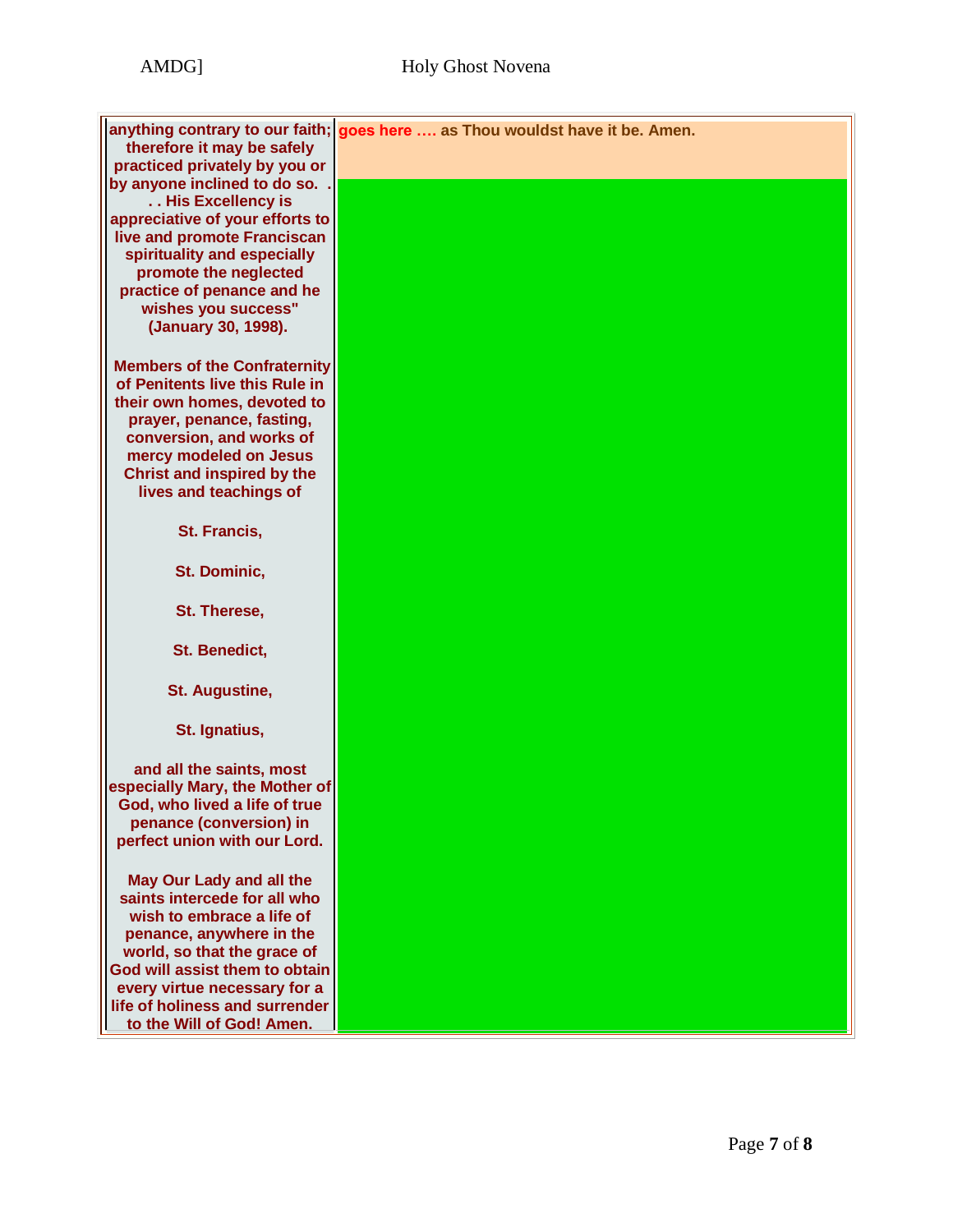anything contrary to our faith; therefore it may be safely practiced privately by you or by anyone inclined to do so. . . . His Excellency is appreciative of your efforts to live and promote Franciscan spirituality and especially promote the neglected practice of penance and he wishes you success" (January 30, 1998).

**Members of the Confraternity of Penitents live this Rule in their own homes, devoted to prayer, penance, fasting, conversion, and works of mercy modeled on Jesus Christ and inspired by the lives and teachings of**

**St. Francis,**

**St. Dominic,**

**St. Therese,**

**St. Benedict,**

**St. Augustine,**

**St. Ignatius,**

**and all the saints, most especially Mary, the Mother of God, who lived a life of true penance (conversion) in perfect union with our Lord.**

**May Our Lady and all the saints intercede for all who wish to embrace a life of penance, anywhere in the world, so that the grace of God will assist them to obtain every virtue necessary for a life of holiness and surrender to the Will of God! Amen.**

**goes here …. as Thou wouldst have it be. Amen.**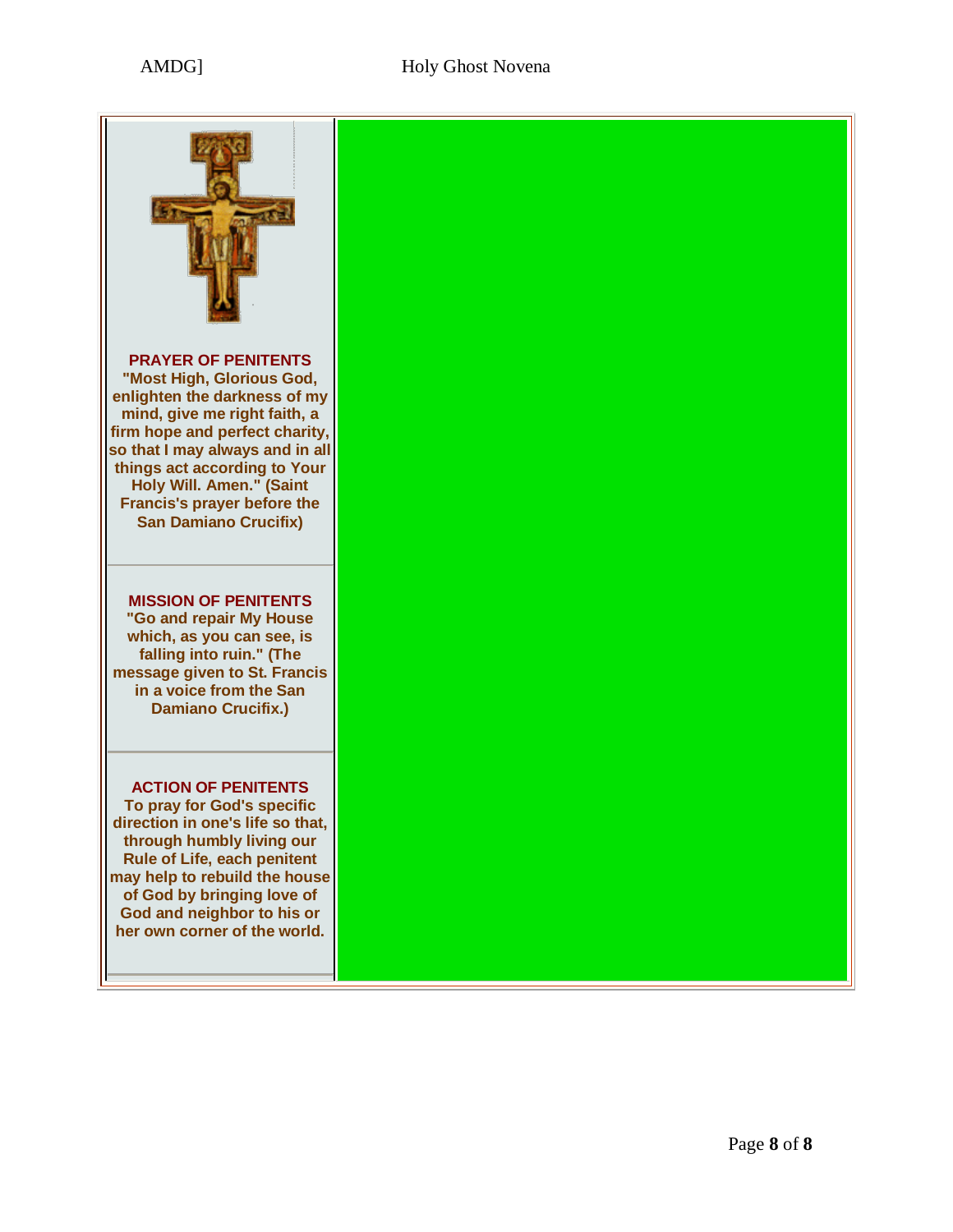**PRAYER OF PENITENTS**

**"Most High, Glorious God, enlighten the darkness of my mind, give me right faith, a firm hope and perfect charity, so that I may always and in all things act according to Your Holy Will. Amen." (Saint Francis's prayer before the San Damiano Crucifix)**

**MISSION OF PENITENTS**

**"Go and repair My House which, as you can see, is falling into ruin." (The message given to St. Francis in a voice from the San Damiano Crucifix.)**

**ACTION OF PENITENTS**

**To pray for God's specific direction in one's life so that, through humbly living our Rule of Life, each penitent may help to rebuild the house of God by bringing love of God and neighbor to his or her own corner of the world.**